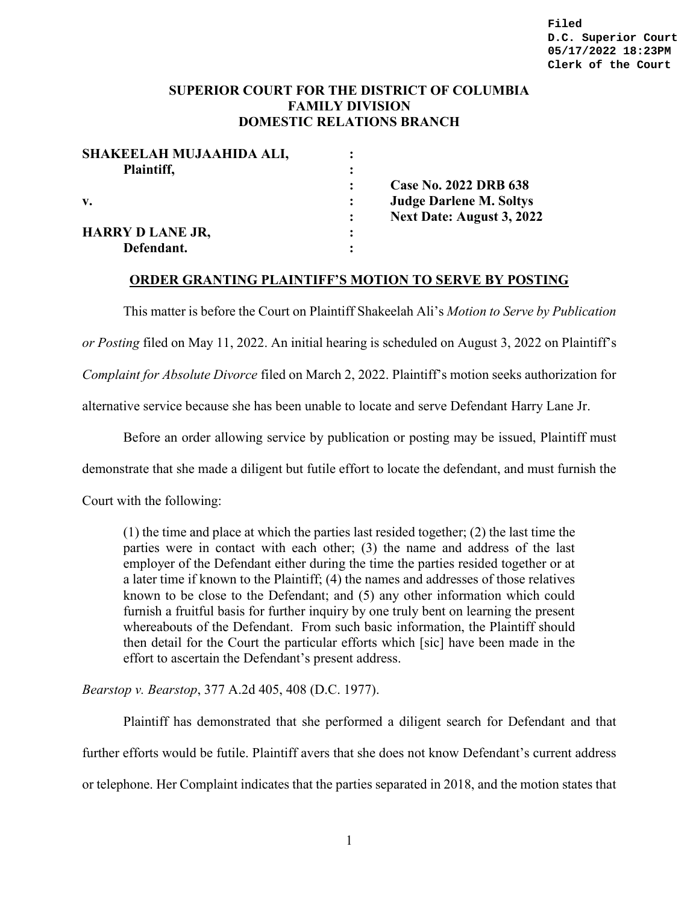Filed
D.C. Superior Court
05/17/2022 18:23PM
Clerk of the Court

**SUPERIOR COURT FOR THE DISTRICT OF COLUMBIA**
**FAMILY DIVISION**
**DOMESTIC RELATIONS BRANCH**

| | | |
|---|---|---|
| **SHAKEELAH MUJAAHIDA ALI,** | : | |
| **Plaintiff,** | : | |
| | : | **Case No. 2022 DRB 638** |
| **v.** | : | **Judge Darlene M. Soltys** |
| | : | **Next Date: August 3, 2022** |
| **HARRY D LANE JR,** | : | |
| **Defendant.** | : | |

**ORDER GRANTING PLAINTIFF'S MOTION TO SERVE BY POSTING**

This matter is before the Court on Plaintiff Shakeelah Ali's *Motion to Serve by Publication or Posting* filed on May 11, 2022. An initial hearing is scheduled on August 3, 2022 on Plaintiff's *Complaint for Absolute Divorce* filed on March 2, 2022. Plaintiff's motion seeks authorization for alternative service because she has been unable to locate and serve Defendant Harry Lane Jr.

Before an order allowing service by publication or posting may be issued, Plaintiff must demonstrate that she made a diligent but futile effort to locate the defendant, and must furnish the Court with the following:

> (1) the time and place at which the parties last resided together; (2) the last time the parties were in contact with each other; (3) the name and address of the last employer of the Defendant either during the time the parties resided together or at a later time if known to the Plaintiff; (4) the names and addresses of those relatives known to be close to the Defendant; and (5) any other information which could furnish a fruitful basis for further inquiry by one truly bent on learning the present whereabouts of the Defendant. From such basic information, the Plaintiff should then detail for the Court the particular efforts which [sic] have been made in the effort to ascertain the Defendant's present address.

*Bearstop v. Bearstop*, 377 A.2d 405, 408 (D.C. 1977).

Plaintiff has demonstrated that she performed a diligent search for Defendant and that further efforts would be futile. Plaintiff avers that she does not know Defendant's current address or telephone. Her Complaint indicates that the parties separated in 2018, and the motion states that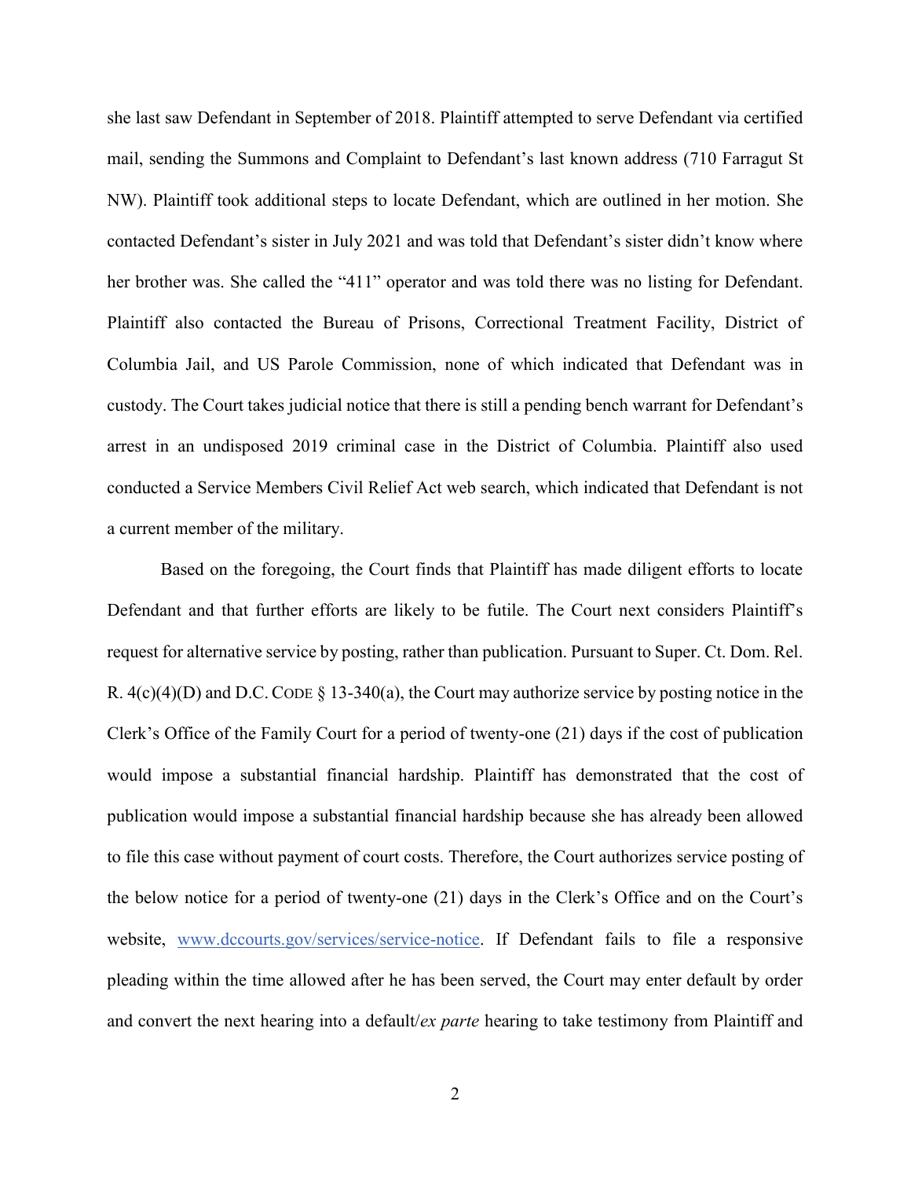she last saw Defendant in September of 2018. Plaintiff attempted to serve Defendant via certified mail, sending the Summons and Complaint to Defendant's last known address (710 Farragut St NW). Plaintiff took additional steps to locate Defendant, which are outlined in her motion. She contacted Defendant's sister in July 2021 and was told that Defendant's sister didn't know where her brother was. She called the "411" operator and was told there was no listing for Defendant. Plaintiff also contacted the Bureau of Prisons, Correctional Treatment Facility, District of Columbia Jail, and US Parole Commission, none of which indicated that Defendant was in custody. The Court takes judicial notice that there is still a pending bench warrant for Defendant's arrest in an undisposed 2019 criminal case in the District of Columbia. Plaintiff also used conducted a Service Members Civil Relief Act web search, which indicated that Defendant is not a current member of the military.

Based on the foregoing, the Court finds that Plaintiff has made diligent efforts to locate Defendant and that further efforts are likely to be futile. The Court next considers Plaintiff's request for alternative service by posting, rather than publication. Pursuant to Super. Ct. Dom. Rel. R. 4(c)(4)(D) and D.C. CODE § 13-340(a), the Court may authorize service by posting notice in the Clerk's Office of the Family Court for a period of twenty-one (21) days if the cost of publication would impose a substantial financial hardship. Plaintiff has demonstrated that the cost of publication would impose a substantial financial hardship because she has already been allowed to file this case without payment of court costs. Therefore, the Court authorizes service posting of the below notice for a period of twenty-one (21) days in the Clerk's Office and on the Court's website, [www.dccourts.gov/services/service-notice](http://www.dccourts.gov/services/service-notice). If Defendant fails to file a responsive pleading within the time allowed after he has been served, the Court may enter default by order and convert the next hearing into a default/*ex parte* hearing to take testimony from Plaintiff and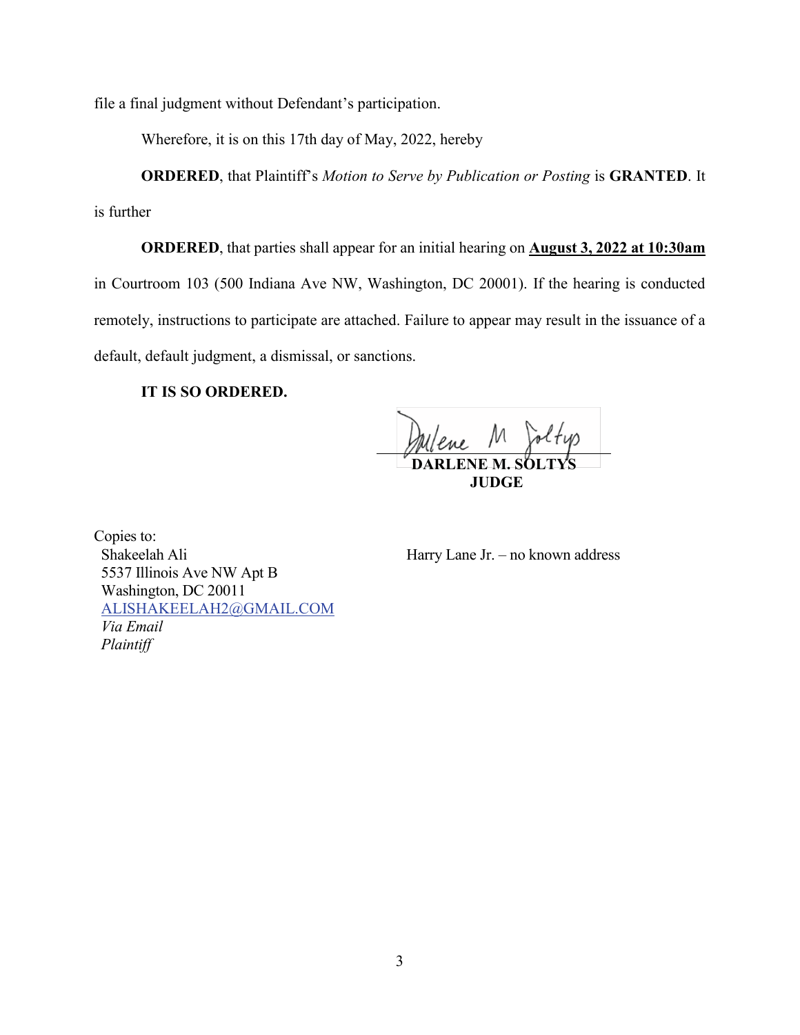file a final judgment without Defendant's participation.

Wherefore, it is on this 17th day of May, 2022, hereby

**ORDERED**, that Plaintiff's *Motion to Serve by Publication or Posting* is **GRANTED**. It is further

**ORDERED**, that parties shall appear for an initial hearing on **August 3, 2022 at 10:30am** in Courtroom 103 (500 Indiana Ave NW, Washington, DC 20001). If the hearing is conducted remotely, instructions to participate are attached. Failure to appear may result in the issuance of a default, default judgment, a dismissal, or sanctions.

**IT IS SO ORDERED.**

Darlene M Soltys

**DARLENE M. SOLTYS**
**JUDGE**

Copies to:

Shakeelah Ali
5537 Illinois Ave NW Apt B
Washington, DC 20011
ALISHAKEELAH2@GMAIL.COM
*Via Email*
*Plaintiff*

Harry Lane Jr. – no known address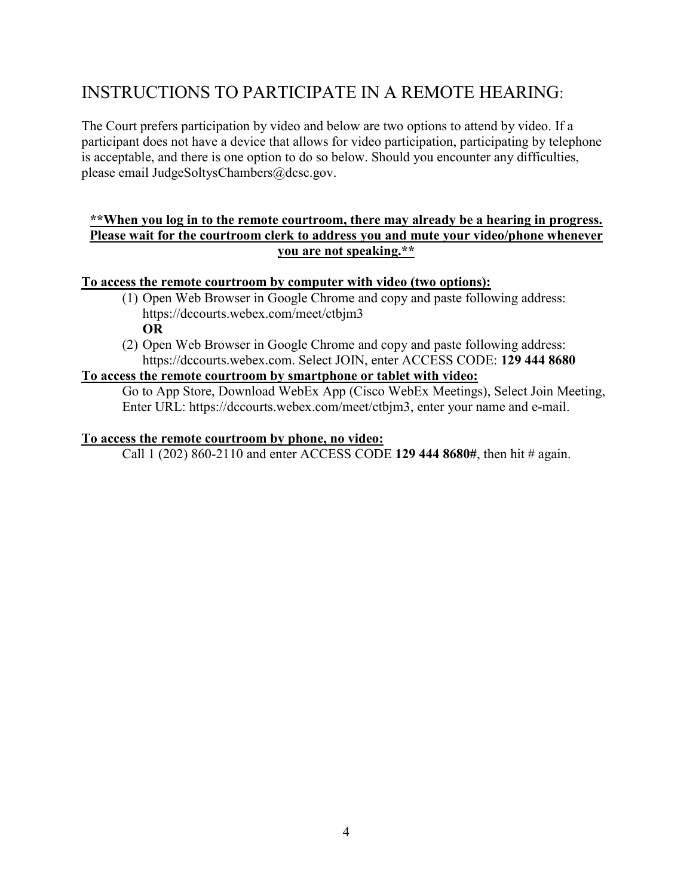# INSTRUCTIONS TO PARTICIPATE IN A REMOTE HEARING:

The Court prefers participation by video and below are two options to attend by video. If a participant does not have a device that allows for video participation, participating by telephone is acceptable, and there is one option to do so below. Should you encounter any difficulties, please email JudgeSoltysChambers@dcsc.gov.

**\*\*When you log in to the remote courtroom, there may already be a hearing in progress. Please wait for the courtroom clerk to address you and mute your video/phone whenever you are not speaking.\*\***

**To access the remote courtroom by computer with video (two options):**

(1) Open Web Browser in Google Chrome and copy and paste following address: https://dccourts.webex.com/meet/ctbjm3
**OR**

(2) Open Web Browser in Google Chrome and copy and paste following address: https://dccourts.webex.com. Select JOIN, enter ACCESS CODE: **129 444 8680**

**To access the remote courtroom by smartphone or tablet with video:**

Go to App Store, Download WebEx App (Cisco WebEx Meetings), Select Join Meeting, Enter URL: https://dccourts.webex.com/meet/ctbjm3, enter your name and e-mail.

**To access the remote courtroom by phone, no video:**

Call 1 (202) 860-2110 and enter ACCESS CODE **129 444 8680#**, then hit # again.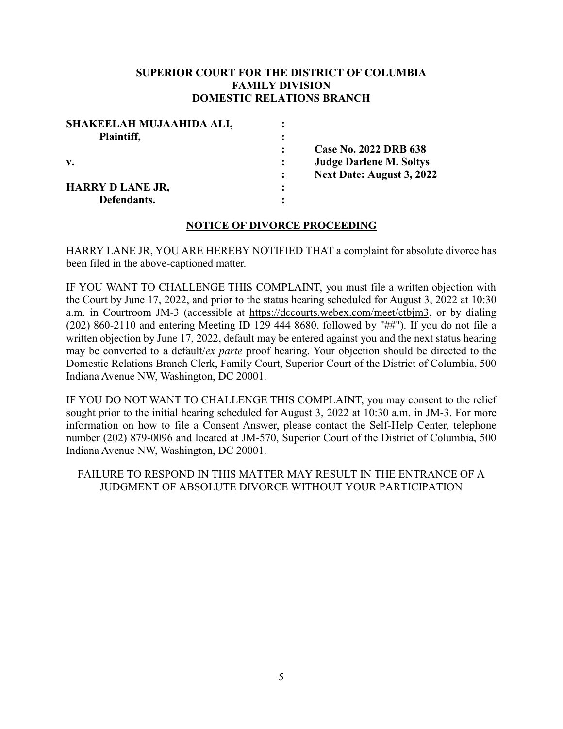**SUPERIOR COURT FOR THE DISTRICT OF COLUMBIA**
**FAMILY DIVISION**
**DOMESTIC RELATIONS BRANCH**

| | | |
|---|---|---|
| **SHAKEELAH MUJAAHIDA ALI,** | : | |
| **Plaintiff,** | : | |
| | : | **Case No. 2022 DRB 638** |
| **v.** | : | **Judge Darlene M. Soltys** |
| | : | **Next Date: August 3, 2022** |
| **HARRY D LANE JR,** | : | |
| **Defendants.** | : | |

**NOTICE OF DIVORCE PROCEEDING**

HARRY LANE JR, YOU ARE HEREBY NOTIFIED THAT a complaint for absolute divorce has been filed in the above-captioned matter.

IF YOU WANT TO CHALLENGE THIS COMPLAINT, you must file a written objection with the Court by June 17, 2022, and prior to the status hearing scheduled for August 3, 2022 at 10:30 a.m. in Courtroom JM-3 (accessible at https://dccourts.webex.com/meet/ctbjm3, or by dialing (202) 860-2110 and entering Meeting ID 129 444 8680, followed by "##"). If you do not file a written objection by June 17, 2022, default may be entered against you and the next status hearing may be converted to a default/*ex parte* proof hearing. Your objection should be directed to the Domestic Relations Branch Clerk, Family Court, Superior Court of the District of Columbia, 500 Indiana Avenue NW, Washington, DC 20001.

IF YOU DO NOT WANT TO CHALLENGE THIS COMPLAINT, you may consent to the relief sought prior to the initial hearing scheduled for August 3, 2022 at 10:30 a.m. in JM-3. For more information on how to file a Consent Answer, please contact the Self-Help Center, telephone number (202) 879-0096 and located at JM-570, Superior Court of the District of Columbia, 500 Indiana Avenue NW, Washington, DC 20001.

FAILURE TO RESPOND IN THIS MATTER MAY RESULT IN THE ENTRANCE OF A JUDGMENT OF ABSOLUTE DIVORCE WITHOUT YOUR PARTICIPATION